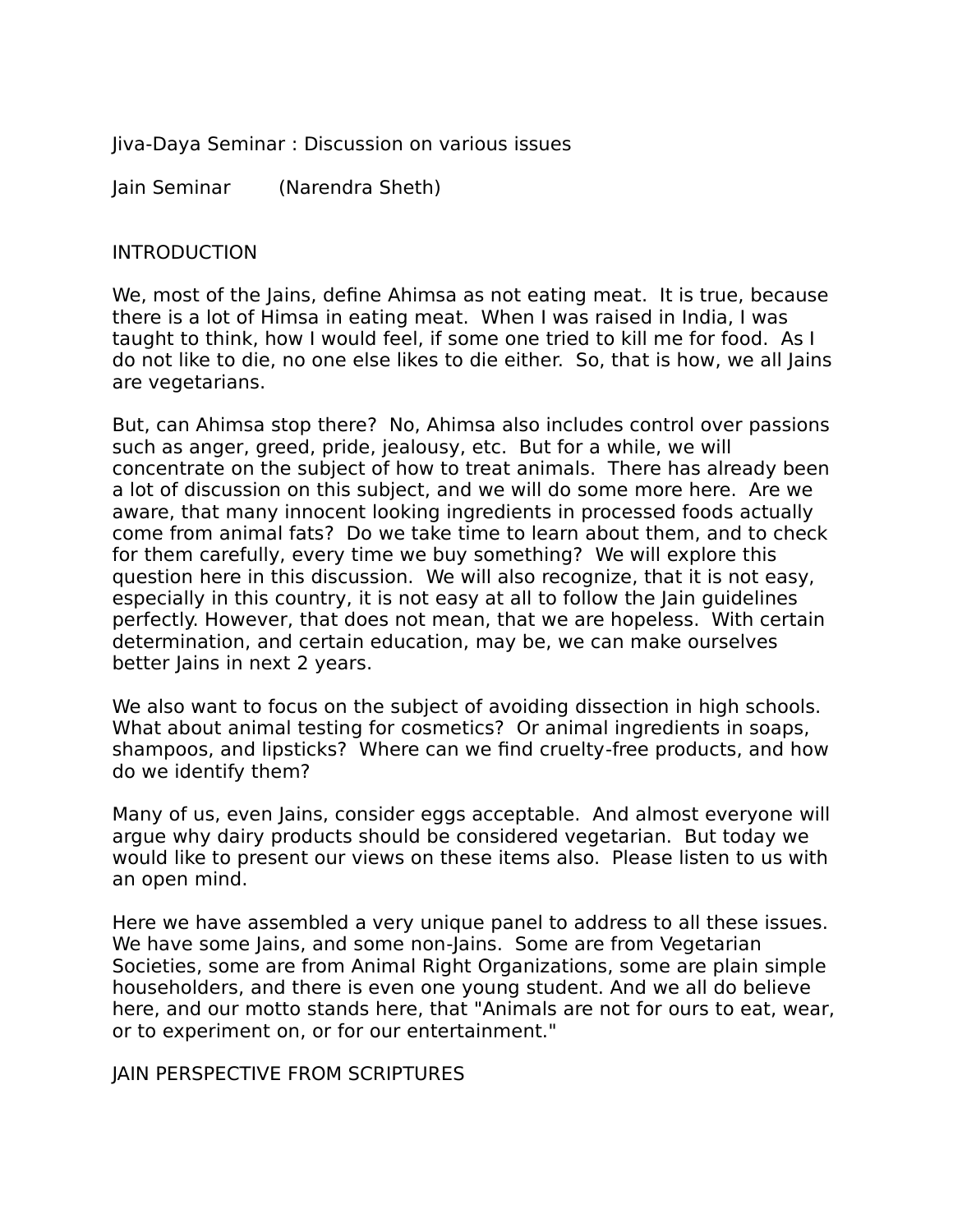Jiva-Daya Seminar : Discussion on various issues

Jain Seminar        (Narendra Sheth)

## INTRODUCTION

We, most of the Jains, define Ahimsa as not eating meat.  It is true, because there is a lot of Himsa in eating meat.  When I was raised in India, I was taught to think, how I would feel, if some one tried to kill me for food.  As I do not like to die, no one else likes to die either.  So, that is how, we all Jains are vegetarians.

But, can Ahimsa stop there?  No, Ahimsa also includes control over passions such as anger, greed, pride, jealousy, etc.  But for a while, we will concentrate on the subject of how to treat animals.  There has already been a lot of discussion on this subject, and we will do some more here.  Are we aware, that many innocent looking ingredients in processed foods actually come from animal fats?  Do we take time to learn about them, and to check for them carefully, every time we buy something?  We will explore this question here in this discussion.  We will also recognize, that it is not easy, especially in this country, it is not easy at all to follow the Jain guidelines perfectly. However, that does not mean, that we are hopeless.  With certain determination, and certain education, may be, we can make ourselves better Jains in next 2 years.

We also want to focus on the subject of avoiding dissection in high schools.  What about animal testing for cosmetics?  Or animal ingredients in soaps, shampoos, and lipsticks?  Where can we find cruelty-free products, and how do we identify them?

Many of us, even Jains, consider eggs acceptable.  And almost everyone will argue why dairy products should be considered vegetarian.  But today we would like to present our views on these items also.  Please listen to us with an open mind.

Here we have assembled a very unique panel to address to all these issues. We have some Jains, and some non-Jains.  Some are from Vegetarian Societies, some are from Animal Right Organizations, some are plain simple householders, and there is even one young student. And we all do believe here, and our motto stands here, that "Animals are not for ours to eat, wear, or to experiment on, or for our entertainment."

## JAIN PERSPECTIVE FROM SCRIPTURES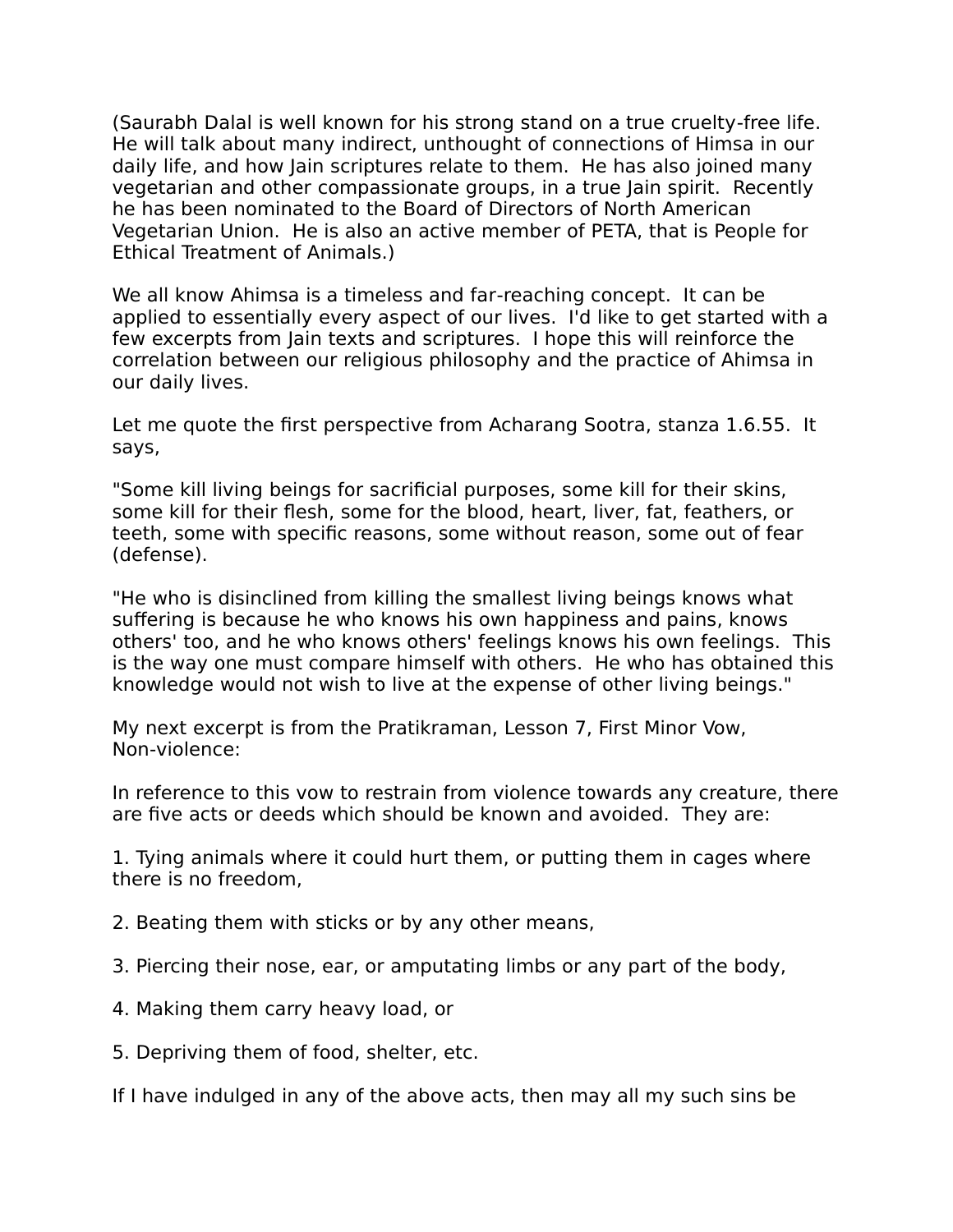(Saurabh Dalal is well known for his strong stand on a true cruelty-free life. He will talk about many indirect, unthought of connections of Himsa in our daily life, and how Jain scriptures relate to them. He has also joined many vegetarian and other compassionate groups, in a true Jain spirit. Recently he has been nominated to the Board of Directors of North American Vegetarian Union. He is also an active member of PETA, that is People for Ethical Treatment of Animals.)

We all know Ahimsa is a timeless and far-reaching concept. It can be applied to essentially every aspect of our lives. I'd like to get started with a few excerpts from Jain texts and scriptures. I hope this will reinforce the correlation between our religious philosophy and the practice of Ahimsa in our daily lives.

Let me quote the first perspective from Acharang Sootra, stanza 1.6.55. It says,

"Some kill living beings for sacrificial purposes, some kill for their skins, some kill for their flesh, some for the blood, heart, liver, fat, feathers, or teeth, some with specific reasons, some without reason, some out of fear (defense).

"He who is disinclined from killing the smallest living beings knows what suffering is because he who knows his own happiness and pains, knows others' too, and he who knows others' feelings knows his own feelings. This is the way one must compare himself with others. He who has obtained this knowledge would not wish to live at the expense of other living beings."

My next excerpt is from the Pratikraman, Lesson 7, First Minor Vow, Non-violence:

In reference to this vow to restrain from violence towards any creature, there are five acts or deeds which should be known and avoided. They are:

1. Tying animals where it could hurt them, or putting them in cages where there is no freedom,

2. Beating them with sticks or by any other means,

3. Piercing their nose, ear, or amputating limbs or any part of the body,

4. Making them carry heavy load, or

5. Depriving them of food, shelter, etc.

If I have indulged in any of the above acts, then may all my such sins be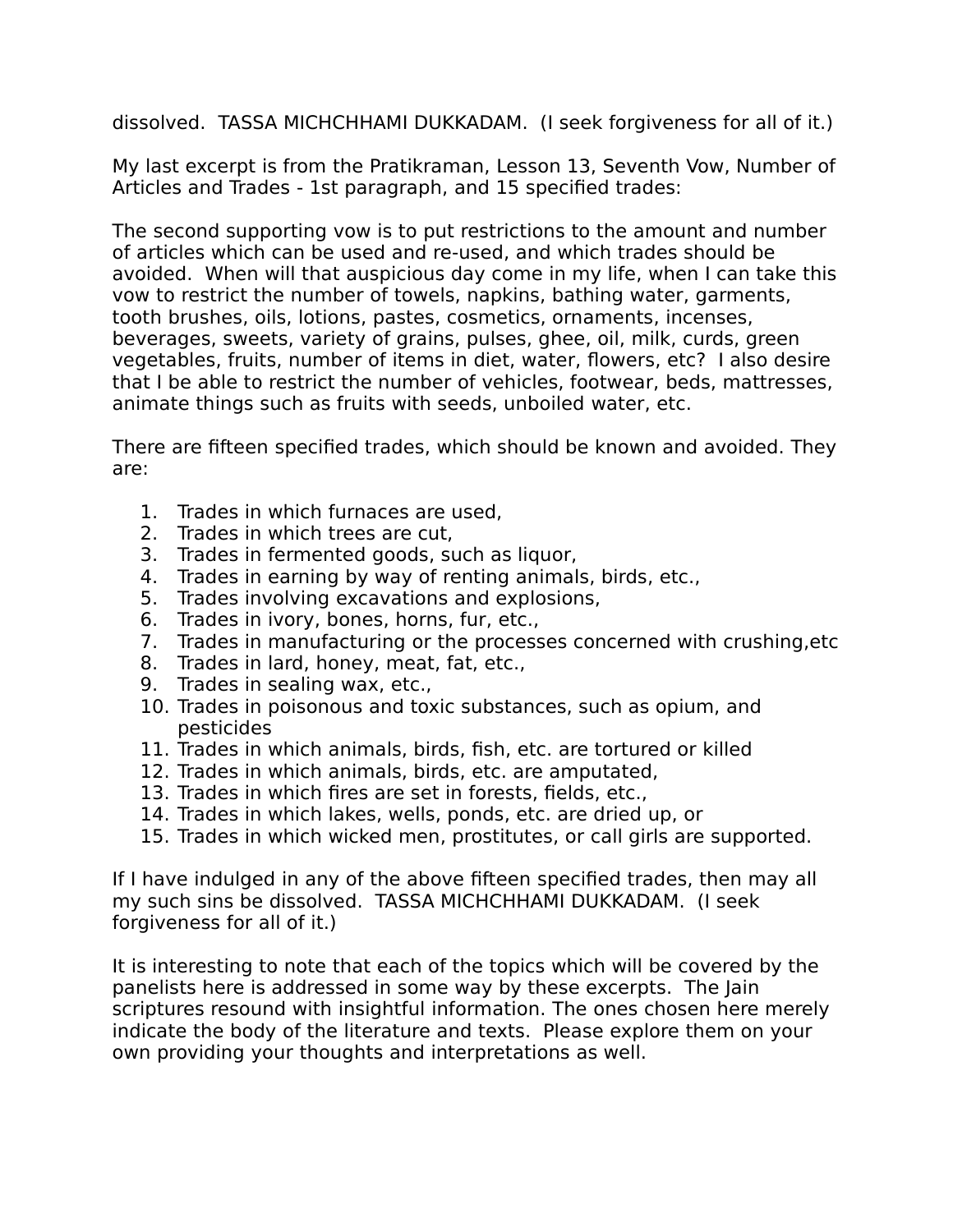dissolved. TASSA MICHCHHAMI DUKKADAM. (I seek forgiveness for all of it.)

My last excerpt is from the Pratikraman, Lesson 13, Seventh Vow, Number of Articles and Trades - 1st paragraph, and 15 specified trades:

The second supporting vow is to put restrictions to the amount and number of articles which can be used and re-used, and which trades should be avoided. When will that auspicious day come in my life, when I can take this vow to restrict the number of towels, napkins, bathing water, garments, tooth brushes, oils, lotions, pastes, cosmetics, ornaments, incenses, beverages, sweets, variety of grains, pulses, ghee, oil, milk, curds, green vegetables, fruits, number of items in diet, water, flowers, etc? I also desire that I be able to restrict the number of vehicles, footwear, beds, mattresses, animate things such as fruits with seeds, unboiled water, etc.

There are fifteen specified trades, which should be known and avoided. They are:

1. Trades in which furnaces are used,
2. Trades in which trees are cut,
3. Trades in fermented goods, such as liquor,
4. Trades in earning by way of renting animals, birds, etc.,
5. Trades involving excavations and explosions,
6. Trades in ivory, bones, horns, fur, etc.,
7. Trades in manufacturing or the processes concerned with crushing,etc
8. Trades in lard, honey, meat, fat, etc.,
9. Trades in sealing wax, etc.,
10. Trades in poisonous and toxic substances, such as opium, and pesticides
11. Trades in which animals, birds, fish, etc. are tortured or killed
12. Trades in which animals, birds, etc. are amputated,
13. Trades in which fires are set in forests, fields, etc.,
14. Trades in which lakes, wells, ponds, etc. are dried up, or
15. Trades in which wicked men, prostitutes, or call girls are supported.

If I have indulged in any of the above fifteen specified trades, then may all my such sins be dissolved. TASSA MICHCHHAMI DUKKADAM. (I seek forgiveness for all of it.)

It is interesting to note that each of the topics which will be covered by the panelists here is addressed in some way by these excerpts. The Jain scriptures resound with insightful information. The ones chosen here merely indicate the body of the literature and texts. Please explore them on your own providing your thoughts and interpretations as well.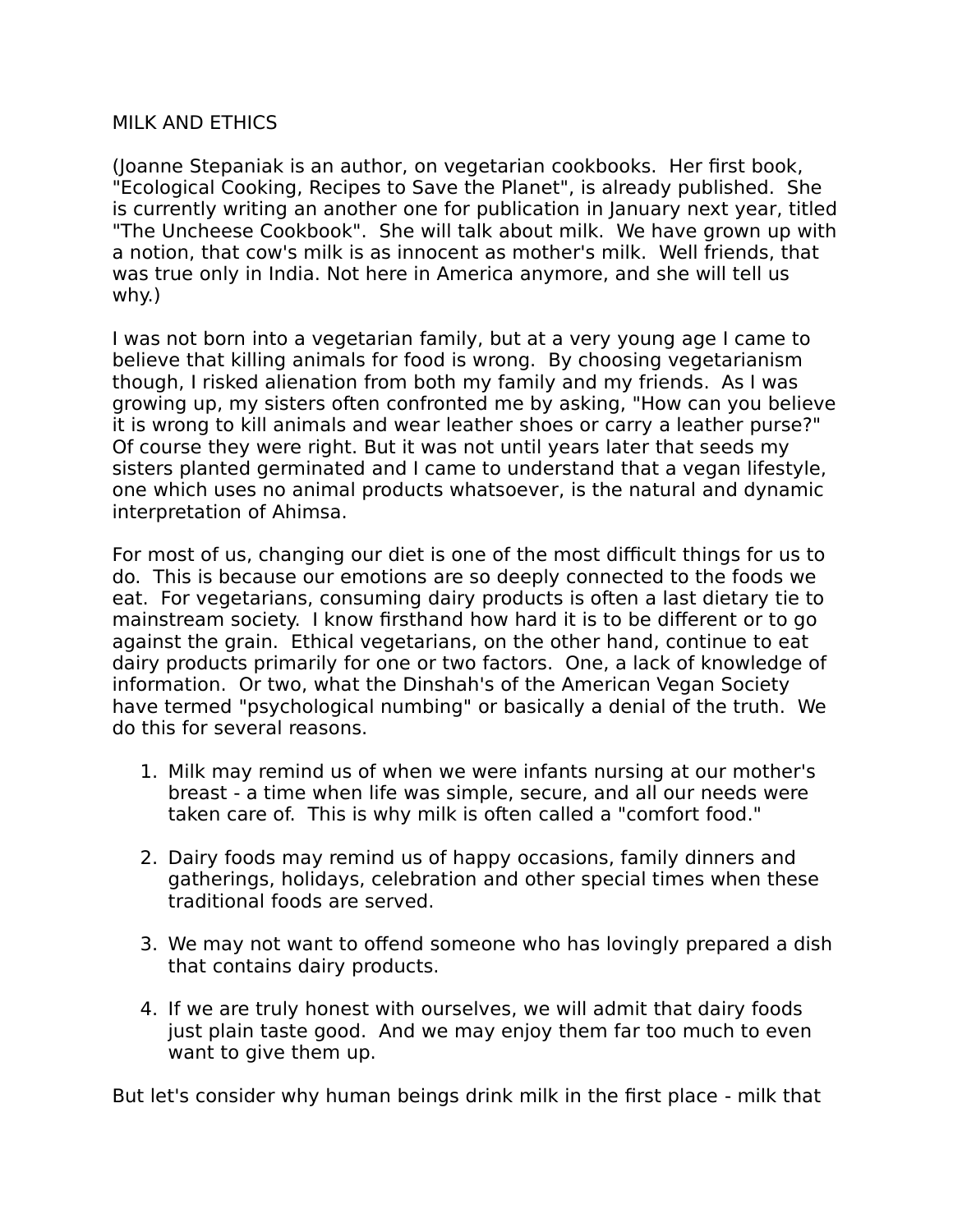MILK AND ETHICS

(Joanne Stepaniak is an author, on vegetarian cookbooks. Her first book, "Ecological Cooking, Recipes to Save the Planet", is already published. She is currently writing an another one for publication in January next year, titled "The Uncheese Cookbook". She will talk about milk. We have grown up with a notion, that cow's milk is as innocent as mother's milk. Well friends, that was true only in India. Not here in America anymore, and she will tell us why.)

I was not born into a vegetarian family, but at a very young age I came to believe that killing animals for food is wrong. By choosing vegetarianism though, I risked alienation from both my family and my friends. As I was growing up, my sisters often confronted me by asking, "How can you believe it is wrong to kill animals and wear leather shoes or carry a leather purse?" Of course they were right. But it was not until years later that seeds my sisters planted germinated and I came to understand that a vegan lifestyle, one which uses no animal products whatsoever, is the natural and dynamic interpretation of Ahimsa.

For most of us, changing our diet is one of the most difficult things for us to do. This is because our emotions are so deeply connected to the foods we eat. For vegetarians, consuming dairy products is often a last dietary tie to mainstream society. I know firsthand how hard it is to be different or to go against the grain. Ethical vegetarians, on the other hand, continue to eat dairy products primarily for one or two factors. One, a lack of knowledge of information. Or two, what the Dinshah's of the American Vegan Society have termed "psychological numbing" or basically a denial of the truth. We do this for several reasons.

1. Milk may remind us of when we were infants nursing at our mother's breast - a time when life was simple, secure, and all our needs were taken care of. This is why milk is often called a "comfort food."
2. Dairy foods may remind us of happy occasions, family dinners and gatherings, holidays, celebration and other special times when these traditional foods are served.
3. We may not want to offend someone who has lovingly prepared a dish that contains dairy products.
4. If we are truly honest with ourselves, we will admit that dairy foods just plain taste good. And we may enjoy them far too much to even want to give them up.

But let's consider why human beings drink milk in the first place - milk that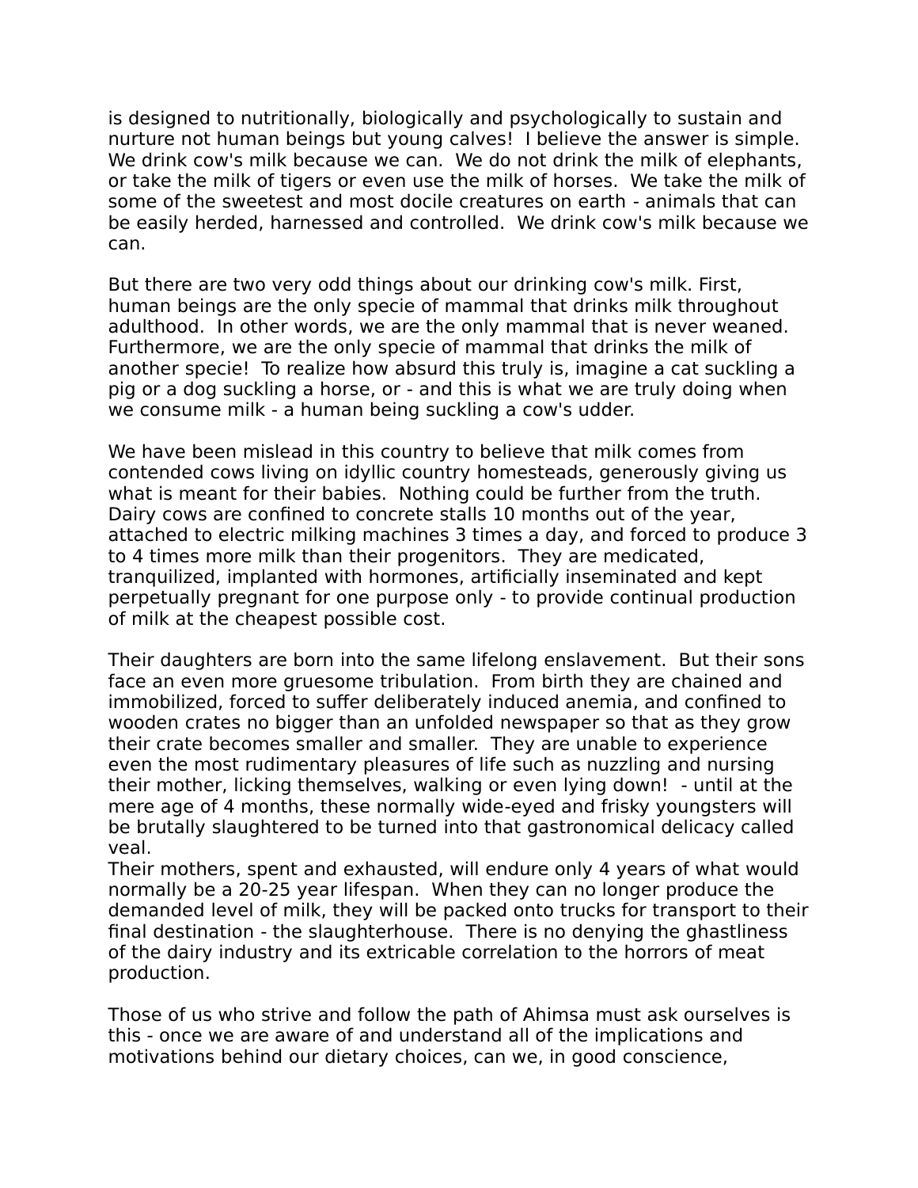is designed to nutritionally, biologically and psychologically to sustain and nurture not human beings but young calves! I believe the answer is simple. We drink cow's milk because we can. We do not drink the milk of elephants, or take the milk of tigers or even use the milk of horses. We take the milk of some of the sweetest and most docile creatures on earth - animals that can be easily herded, harnessed and controlled. We drink cow's milk because we can.

But there are two very odd things about our drinking cow's milk. First, human beings are the only specie of mammal that drinks milk throughout adulthood. In other words, we are the only mammal that is never weaned. Furthermore, we are the only specie of mammal that drinks the milk of another specie! To realize how absurd this truly is, imagine a cat suckling a pig or a dog suckling a horse, or - and this is what we are truly doing when we consume milk - a human being suckling a cow's udder.

We have been mislead in this country to believe that milk comes from contended cows living on idyllic country homesteads, generously giving us what is meant for their babies. Nothing could be further from the truth. Dairy cows are confined to concrete stalls 10 months out of the year, attached to electric milking machines 3 times a day, and forced to produce 3 to 4 times more milk than their progenitors. They are medicated, tranquilized, implanted with hormones, artificially inseminated and kept perpetually pregnant for one purpose only - to provide continual production of milk at the cheapest possible cost.

Their daughters are born into the same lifelong enslavement. But their sons face an even more gruesome tribulation. From birth they are chained and immobilized, forced to suffer deliberately induced anemia, and confined to wooden crates no bigger than an unfolded newspaper so that as they grow their crate becomes smaller and smaller. They are unable to experience even the most rudimentary pleasures of life such as nuzzling and nursing their mother, licking themselves, walking or even lying down! - until at the mere age of 4 months, these normally wide-eyed and frisky youngsters will be brutally slaughtered to be turned into that gastronomical delicacy called veal.
Their mothers, spent and exhausted, will endure only 4 years of what would normally be a 20-25 year lifespan. When they can no longer produce the demanded level of milk, they will be packed onto trucks for transport to their final destination - the slaughterhouse. There is no denying the ghastliness of the dairy industry and its extricable correlation to the horrors of meat production.

Those of us who strive and follow the path of Ahimsa must ask ourselves is this - once we are aware of and understand all of the implications and motivations behind our dietary choices, can we, in good conscience,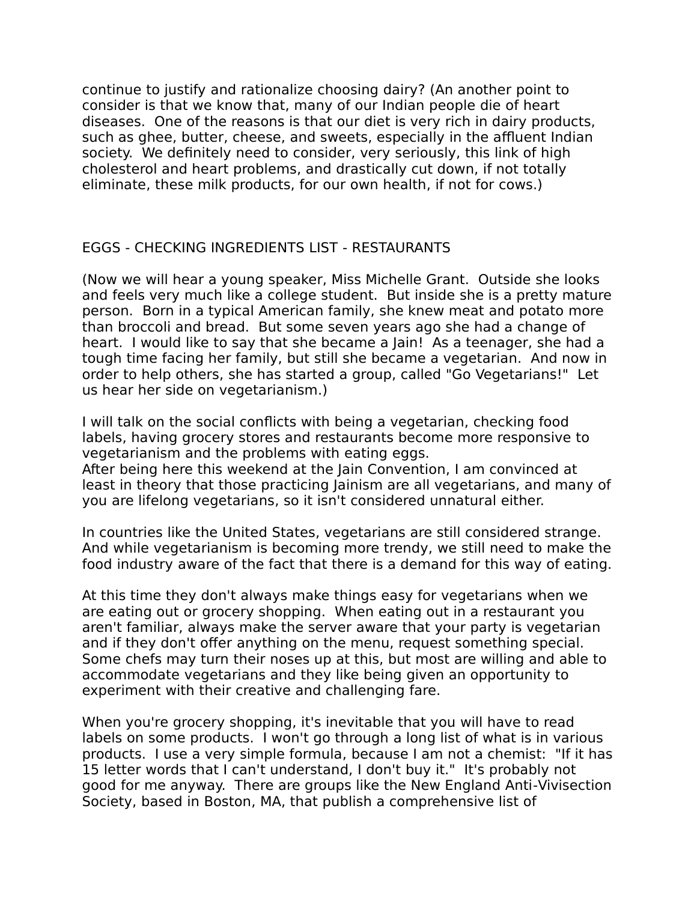continue to justify and rationalize choosing dairy? (An another point to consider is that we know that, many of our Indian people die of heart diseases. One of the reasons is that our diet is very rich in dairy products, such as ghee, butter, cheese, and sweets, especially in the affluent Indian society. We definitely need to consider, very seriously, this link of high cholesterol and heart problems, and drastically cut down, if not totally eliminate, these milk products, for our own health, if not for cows.)

## EGGS - CHECKING INGREDIENTS LIST - RESTAURANTS

(Now we will hear a young speaker, Miss Michelle Grant. Outside she looks and feels very much like a college student. But inside she is a pretty mature person. Born in a typical American family, she knew meat and potato more than broccoli and bread. But some seven years ago she had a change of heart. I would like to say that she became a Jain! As a teenager, she had a tough time facing her family, but still she became a vegetarian. And now in order to help others, she has started a group, called "Go Vegetarians!" Let us hear her side on vegetarianism.)

I will talk on the social conflicts with being a vegetarian, checking food labels, having grocery stores and restaurants become more responsive to vegetarianism and the problems with eating eggs.
After being here this weekend at the Jain Convention, I am convinced at least in theory that those practicing Jainism are all vegetarians, and many of you are lifelong vegetarians, so it isn't considered unnatural either.

In countries like the United States, vegetarians are still considered strange. And while vegetarianism is becoming more trendy, we still need to make the food industry aware of the fact that there is a demand for this way of eating.

At this time they don't always make things easy for vegetarians when we are eating out or grocery shopping. When eating out in a restaurant you aren't familiar, always make the server aware that your party is vegetarian and if they don't offer anything on the menu, request something special. Some chefs may turn their noses up at this, but most are willing and able to accommodate vegetarians and they like being given an opportunity to experiment with their creative and challenging fare.

When you're grocery shopping, it's inevitable that you will have to read labels on some products. I won't go through a long list of what is in various products. I use a very simple formula, because I am not a chemist: "If it has 15 letter words that I can't understand, I don't buy it." It's probably not good for me anyway. There are groups like the New England Anti-Vivisection Society, based in Boston, MA, that publish a comprehensive list of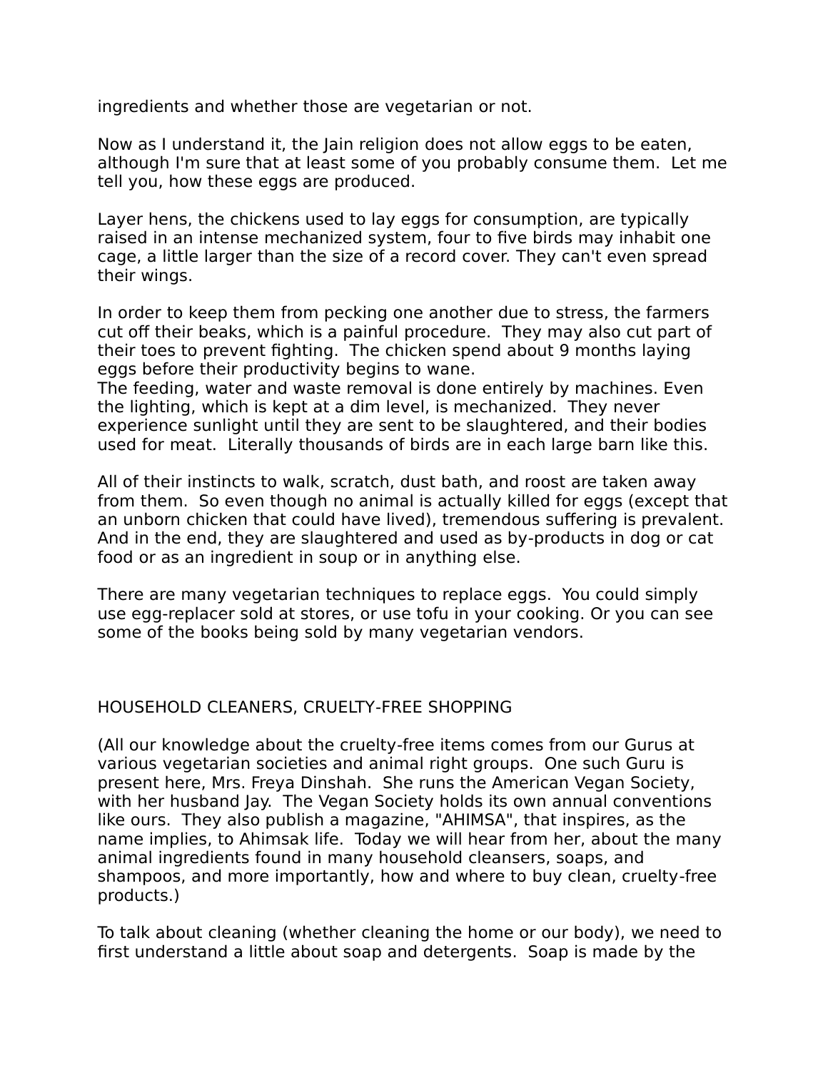ingredients and whether those are vegetarian or not.

Now as I understand it, the Jain religion does not allow eggs to be eaten, although I'm sure that at least some of you probably consume them.  Let me tell you, how these eggs are produced.

Layer hens, the chickens used to lay eggs for consumption, are typically raised in an intense mechanized system, four to five birds may inhabit one cage, a little larger than the size of a record cover. They can't even spread their wings.

In order to keep them from pecking one another due to stress, the farmers cut off their beaks, which is a painful procedure.  They may also cut part of their toes to prevent fighting.  The chicken spend about 9 months laying eggs before their productivity begins to wane.
The feeding, water and waste removal is done entirely by machines. Even the lighting, which is kept at a dim level, is mechanized.  They never experience sunlight until they are sent to be slaughtered, and their bodies used for meat.  Literally thousands of birds are in each large barn like this.

All of their instincts to walk, scratch, dust bath, and roost are taken away from them.  So even though no animal is actually killed for eggs (except that an unborn chicken that could have lived), tremendous suffering is prevalent. And in the end, they are slaughtered and used as by-products in dog or cat food or as an ingredient in soup or in anything else.

There are many vegetarian techniques to replace eggs.  You could simply use egg-replacer sold at stores, or use tofu in your cooking. Or you can see some of the books being sold by many vegetarian vendors.

## HOUSEHOLD CLEANERS, CRUELTY-FREE SHOPPING

(All our knowledge about the cruelty-free items comes from our Gurus at various vegetarian societies and animal right groups.  One such Guru is present here, Mrs. Freya Dinshah.  She runs the American Vegan Society, with her husband Jay.  The Vegan Society holds its own annual conventions like ours.  They also publish a magazine, "AHIMSA", that inspires, as the name implies, to Ahimsak life.  Today we will hear from her, about the many animal ingredients found in many household cleansers, soaps, and shampoos, and more importantly, how and where to buy clean, cruelty-free products.)

To talk about cleaning (whether cleaning the home or our body), we need to first understand a little about soap and detergents.  Soap is made by the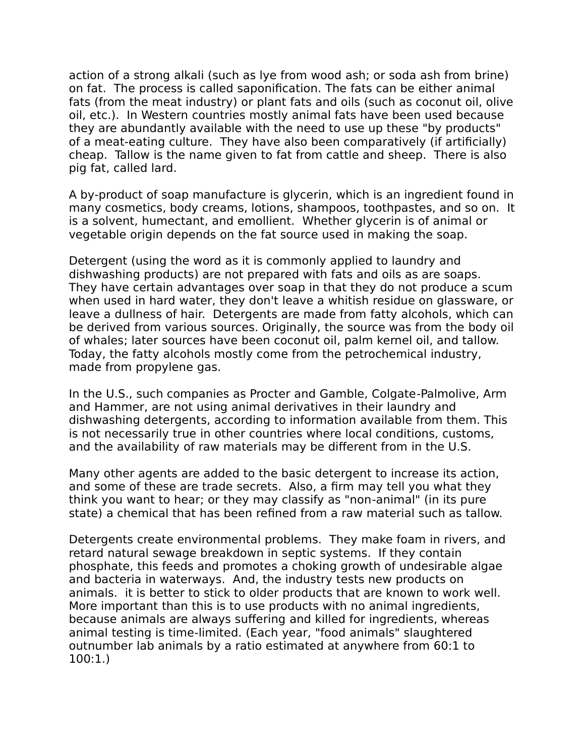action of a strong alkali (such as lye from wood ash; or soda ash from brine) on fat. The process is called saponification. The fats can be either animal fats (from the meat industry) or plant fats and oils (such as coconut oil, olive oil, etc.). In Western countries mostly animal fats have been used because they are abundantly available with the need to use up these "by products" of a meat-eating culture. They have also been comparatively (if artificially) cheap. Tallow is the name given to fat from cattle and sheep. There is also pig fat, called lard.

A by-product of soap manufacture is glycerin, which is an ingredient found in many cosmetics, body creams, lotions, shampoos, toothpastes, and so on. It is a solvent, humectant, and emollient. Whether glycerin is of animal or vegetable origin depends on the fat source used in making the soap.

Detergent (using the word as it is commonly applied to laundry and dishwashing products) are not prepared with fats and oils as are soaps. They have certain advantages over soap in that they do not produce a scum when used in hard water, they don't leave a whitish residue on glassware, or leave a dullness of hair. Detergents are made from fatty alcohols, which can be derived from various sources. Originally, the source was from the body oil of whales; later sources have been coconut oil, palm kernel oil, and tallow. Today, the fatty alcohols mostly come from the petrochemical industry, made from propylene gas.

In the U.S., such companies as Procter and Gamble, Colgate-Palmolive, Arm and Hammer, are not using animal derivatives in their laundry and dishwashing detergents, according to information available from them. This is not necessarily true in other countries where local conditions, customs, and the availability of raw materials may be different from in the U.S.

Many other agents are added to the basic detergent to increase its action, and some of these are trade secrets. Also, a firm may tell you what they think you want to hear; or they may classify as "non-animal" (in its pure state) a chemical that has been refined from a raw material such as tallow.

Detergents create environmental problems. They make foam in rivers, and retard natural sewage breakdown in septic systems. If they contain phosphate, this feeds and promotes a choking growth of undesirable algae and bacteria in waterways. And, the industry tests new products on animals. it is better to stick to older products that are known to work well. More important than this is to use products with no animal ingredients, because animals are always suffering and killed for ingredients, whereas animal testing is time-limited. (Each year, "food animals" slaughtered outnumber lab animals by a ratio estimated at anywhere from 60:1 to 100:1.)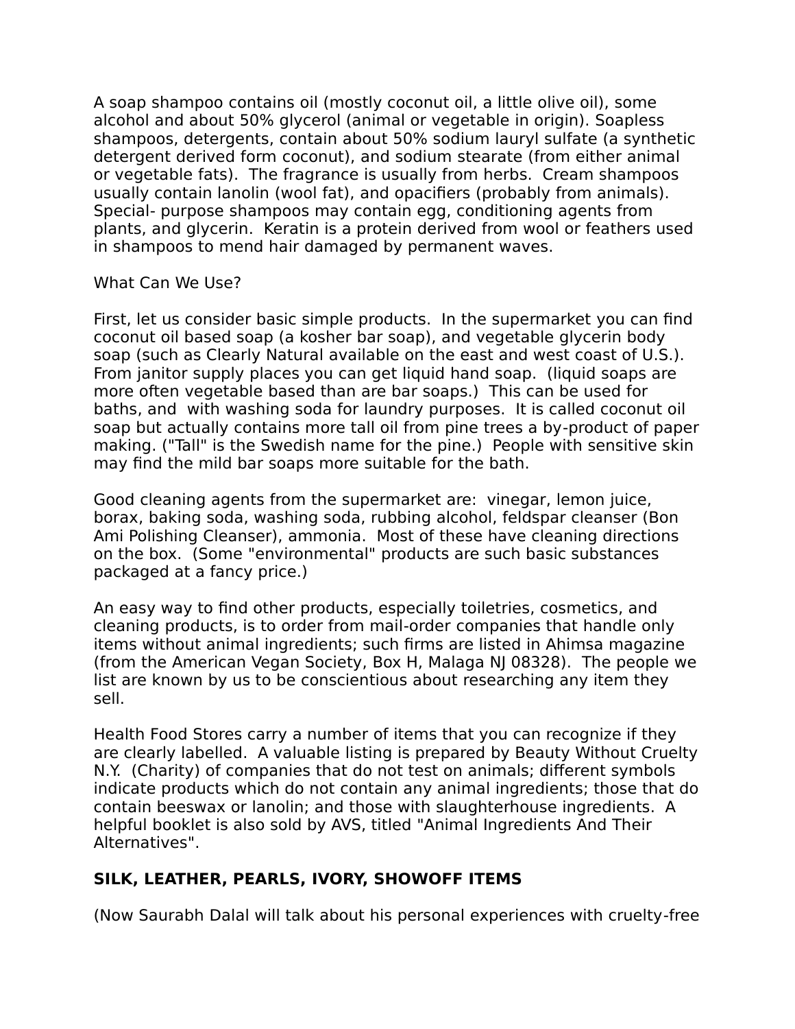A soap shampoo contains oil (mostly coconut oil, a little olive oil), some alcohol and about 50% glycerol (animal or vegetable in origin). Soapless shampoos, detergents, contain about 50% sodium lauryl sulfate (a synthetic detergent derived form coconut), and sodium stearate (from either animal or vegetable fats). The fragrance is usually from herbs. Cream shampoos usually contain lanolin (wool fat), and opacifiers (probably from animals). Special- purpose shampoos may contain egg, conditioning agents from plants, and glycerin. Keratin is a protein derived from wool or feathers used in shampoos to mend hair damaged by permanent waves.

What Can We Use?

First, let us consider basic simple products. In the supermarket you can find coconut oil based soap (a kosher bar soap), and vegetable glycerin body soap (such as Clearly Natural available on the east and west coast of U.S.). From janitor supply places you can get liquid hand soap. (liquid soaps are more often vegetable based than are bar soaps.) This can be used for baths, and with washing soda for laundry purposes. It is called coconut oil soap but actually contains more tall oil from pine trees a by-product of paper making. ("Tall" is the Swedish name for the pine.) People with sensitive skin may find the mild bar soaps more suitable for the bath.

Good cleaning agents from the supermarket are: vinegar, lemon juice, borax, baking soda, washing soda, rubbing alcohol, feldspar cleanser (Bon Ami Polishing Cleanser), ammonia. Most of these have cleaning directions on the box. (Some "environmental" products are such basic substances packaged at a fancy price.)

An easy way to find other products, especially toiletries, cosmetics, and cleaning products, is to order from mail-order companies that handle only items without animal ingredients; such firms are listed in Ahimsa magazine (from the American Vegan Society, Box H, Malaga NJ 08328). The people we list are known by us to be conscientious about researching any item they sell.

Health Food Stores carry a number of items that you can recognize if they are clearly labelled. A valuable listing is prepared by Beauty Without Cruelty N.Y. (Charity) of companies that do not test on animals; different symbols indicate products which do not contain any animal ingredients; those that do contain beeswax or lanolin; and those with slaughterhouse ingredients. A helpful booklet is also sold by AVS, titled "Animal Ingredients And Their Alternatives".

## SILK, LEATHER, PEARLS, IVORY, SHOWOFF ITEMS

(Now Saurabh Dalal will talk about his personal experiences with cruelty-free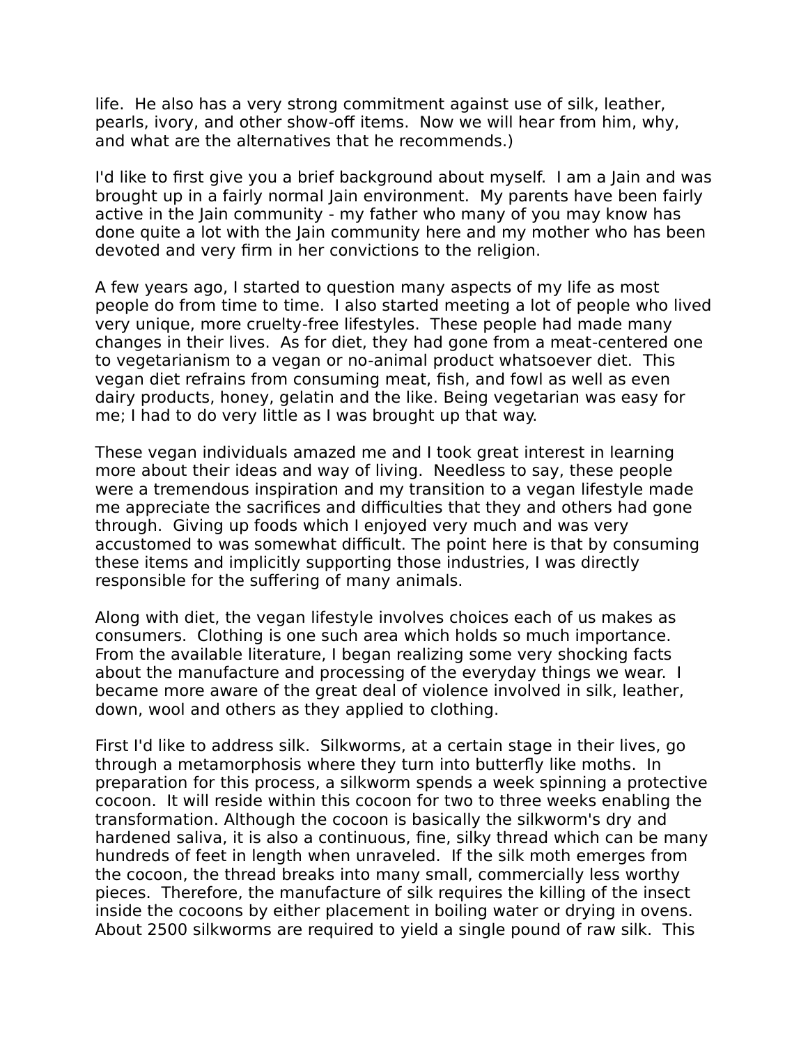life.  He also has a very strong commitment against use of silk, leather, pearls, ivory, and other show-off items.  Now we will hear from him, why, and what are the alternatives that he recommends.)

I'd like to first give you a brief background about myself.  I am a Jain and was brought up in a fairly normal Jain environment.  My parents have been fairly active in the Jain community - my father who many of you may know has done quite a lot with the Jain community here and my mother who has been devoted and very firm in her convictions to the religion.

A few years ago, I started to question many aspects of my life as most people do from time to time.  I also started meeting a lot of people who lived very unique, more cruelty-free lifestyles.  These people had made many changes in their lives.  As for diet, they had gone from a meat-centered one to vegetarianism to a vegan or no-animal product whatsoever diet.  This vegan diet refrains from consuming meat, fish, and fowl as well as even dairy products, honey, gelatin and the like. Being vegetarian was easy for me; I had to do very little as I was brought up that way.

These vegan individuals amazed me and I took great interest in learning more about their ideas and way of living.  Needless to say, these people were a tremendous inspiration and my transition to a vegan lifestyle made me appreciate the sacrifices and difficulties that they and others had gone through.  Giving up foods which I enjoyed very much and was very accustomed to was somewhat difficult. The point here is that by consuming these items and implicitly supporting those industries, I was directly responsible for the suffering of many animals.

Along with diet, the vegan lifestyle involves choices each of us makes as consumers.  Clothing is one such area which holds so much importance. From the available literature, I began realizing some very shocking facts about the manufacture and processing of the everyday things we wear.  I became more aware of the great deal of violence involved in silk, leather, down, wool and others as they applied to clothing.

First I'd like to address silk.  Silkworms, at a certain stage in their lives, go through a metamorphosis where they turn into butterfly like moths.  In preparation for this process, a silkworm spends a week spinning a protective cocoon.  It will reside within this cocoon for two to three weeks enabling the transformation. Although the cocoon is basically the silkworm's dry and hardened saliva, it is also a continuous, fine, silky thread which can be many hundreds of feet in length when unraveled.  If the silk moth emerges from the cocoon, the thread breaks into many small, commercially less worthy pieces.  Therefore, the manufacture of silk requires the killing of the insect inside the cocoons by either placement in boiling water or drying in ovens. About 2500 silkworms are required to yield a single pound of raw silk.  This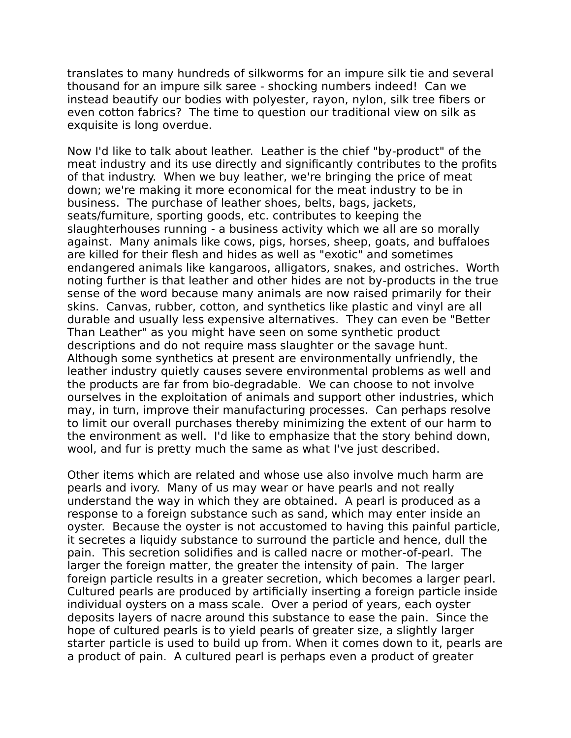translates to many hundreds of silkworms for an impure silk tie and several thousand for an impure silk saree - shocking numbers indeed! Can we instead beautify our bodies with polyester, rayon, nylon, silk tree fibers or even cotton fabrics? The time to question our traditional view on silk as exquisite is long overdue.

Now I'd like to talk about leather. Leather is the chief "by-product" of the meat industry and its use directly and significantly contributes to the profits of that industry. When we buy leather, we're bringing the price of meat down; we're making it more economical for the meat industry to be in business. The purchase of leather shoes, belts, bags, jackets, seats/furniture, sporting goods, etc. contributes to keeping the slaughterhouses running - a business activity which we all are so morally against. Many animals like cows, pigs, horses, sheep, goats, and buffaloes are killed for their flesh and hides as well as "exotic" and sometimes endangered animals like kangaroos, alligators, snakes, and ostriches. Worth noting further is that leather and other hides are not by-products in the true sense of the word because many animals are now raised primarily for their skins. Canvas, rubber, cotton, and synthetics like plastic and vinyl are all durable and usually less expensive alternatives. They can even be "Better Than Leather" as you might have seen on some synthetic product descriptions and do not require mass slaughter or the savage hunt. Although some synthetics at present are environmentally unfriendly, the leather industry quietly causes severe environmental problems as well and the products are far from bio-degradable. We can choose to not involve ourselves in the exploitation of animals and support other industries, which may, in turn, improve their manufacturing processes. Can perhaps resolve to limit our overall purchases thereby minimizing the extent of our harm to the environment as well. I'd like to emphasize that the story behind down, wool, and fur is pretty much the same as what I've just described.

Other items which are related and whose use also involve much harm are pearls and ivory. Many of us may wear or have pearls and not really understand the way in which they are obtained. A pearl is produced as a response to a foreign substance such as sand, which may enter inside an oyster. Because the oyster is not accustomed to having this painful particle, it secretes a liquidy substance to surround the particle and hence, dull the pain. This secretion solidifies and is called nacre or mother-of-pearl. The larger the foreign matter, the greater the intensity of pain. The larger foreign particle results in a greater secretion, which becomes a larger pearl. Cultured pearls are produced by artificially inserting a foreign particle inside individual oysters on a mass scale. Over a period of years, each oyster deposits layers of nacre around this substance to ease the pain. Since the hope of cultured pearls is to yield pearls of greater size, a slightly larger starter particle is used to build up from. When it comes down to it, pearls are a product of pain. A cultured pearl is perhaps even a product of greater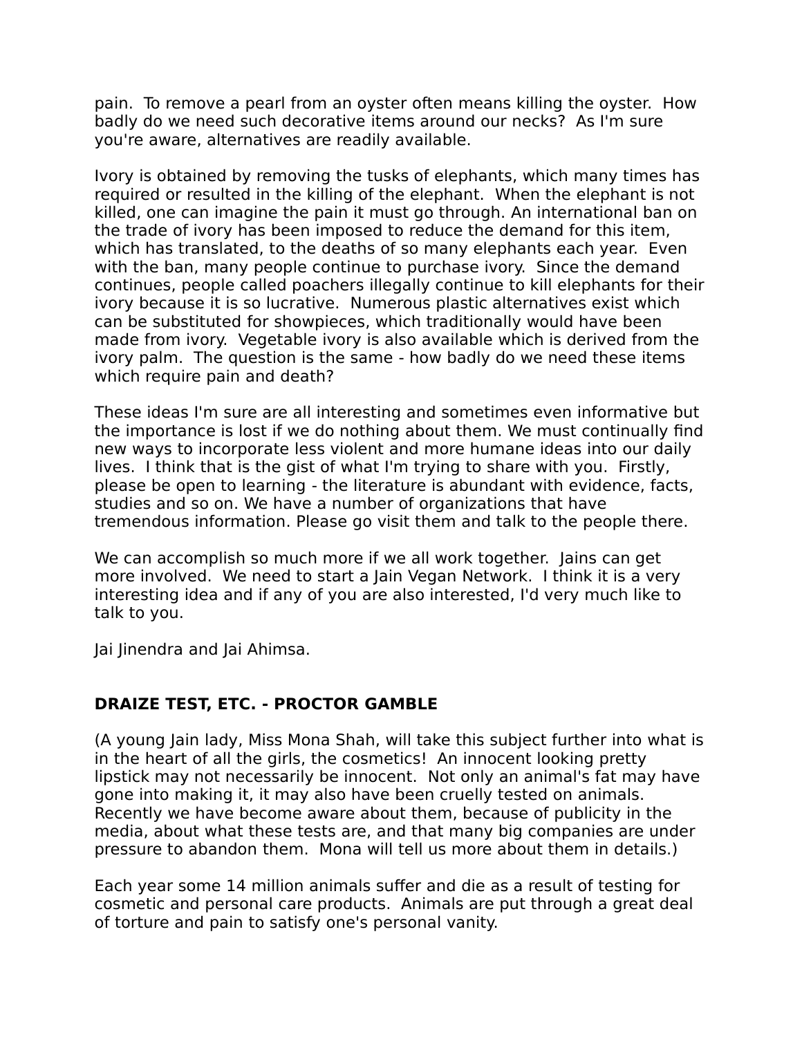pain.  To remove a pearl from an oyster often means killing the oyster.  How badly do we need such decorative items around our necks?  As I'm sure you're aware, alternatives are readily available.

Ivory is obtained by removing the tusks of elephants, which many times has required or resulted in the killing of the elephant.  When the elephant is not killed, one can imagine the pain it must go through. An international ban on the trade of ivory has been imposed to reduce the demand for this item, which has translated, to the deaths of so many elephants each year.  Even with the ban, many people continue to purchase ivory.  Since the demand continues, people called poachers illegally continue to kill elephants for their ivory because it is so lucrative.  Numerous plastic alternatives exist which can be substituted for showpieces, which traditionally would have been made from ivory.  Vegetable ivory is also available which is derived from the ivory palm.  The question is the same - how badly do we need these items which require pain and death?

These ideas I'm sure are all interesting and sometimes even informative but the importance is lost if we do nothing about them. We must continually find new ways to incorporate less violent and more humane ideas into our daily lives.  I think that is the gist of what I'm trying to share with you.  Firstly, please be open to learning - the literature is abundant with evidence, facts, studies and so on. We have a number of organizations that have tremendous information. Please go visit them and talk to the people there.

We can accomplish so much more if we all work together.  Jains can get more involved.  We need to start a Jain Vegan Network.  I think it is a very interesting idea and if any of you are also interested, I'd very much like to talk to you.

Jai Jinendra and Jai Ahimsa.

## DRAIZE TEST, ETC. - PROCTOR GAMBLE

(A young Jain lady, Miss Mona Shah, will take this subject further into what is in the heart of all the girls, the cosmetics!  An innocent looking pretty lipstick may not necessarily be innocent.  Not only an animal's fat may have gone into making it, it may also have been cruelly tested on animals.  Recently we have become aware about them, because of publicity in the media, about what these tests are, and that many big companies are under pressure to abandon them.  Mona will tell us more about them in details.)

Each year some 14 million animals suffer and die as a result of testing for cosmetic and personal care products.  Animals are put through a great deal of torture and pain to satisfy one's personal vanity.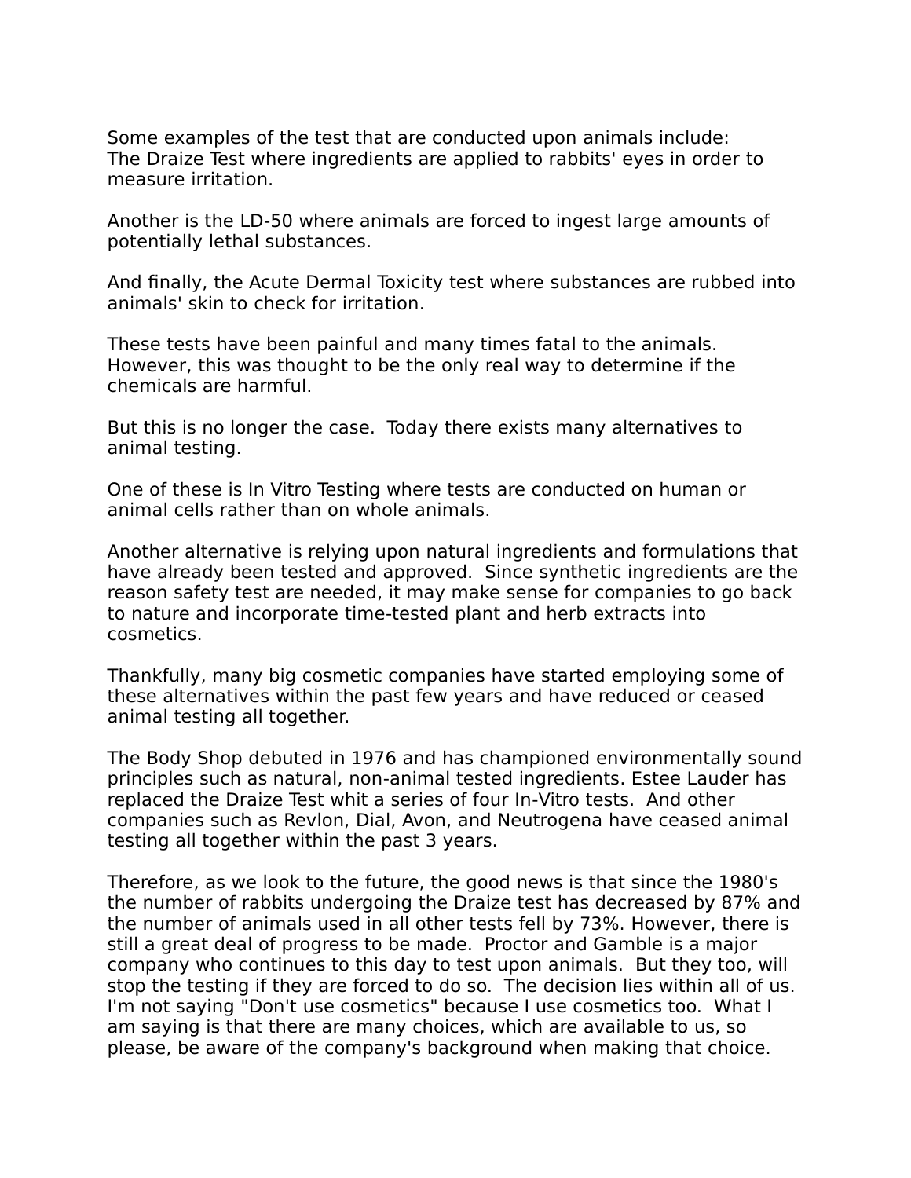Some examples of the test that are conducted upon animals include:
The Draize Test where ingredients are applied to rabbits' eyes in order to measure irritation.

Another is the LD-50 where animals are forced to ingest large amounts of potentially lethal substances.

And finally, the Acute Dermal Toxicity test where substances are rubbed into animals' skin to check for irritation.

These tests have been painful and many times fatal to the animals. However, this was thought to be the only real way to determine if the chemicals are harmful.

But this is no longer the case. Today there exists many alternatives to animal testing.

One of these is In Vitro Testing where tests are conducted on human or animal cells rather than on whole animals.

Another alternative is relying upon natural ingredients and formulations that have already been tested and approved. Since synthetic ingredients are the reason safety test are needed, it may make sense for companies to go back to nature and incorporate time-tested plant and herb extracts into cosmetics.

Thankfully, many big cosmetic companies have started employing some of these alternatives within the past few years and have reduced or ceased animal testing all together.

The Body Shop debuted in 1976 and has championed environmentally sound principles such as natural, non-animal tested ingredients. Estee Lauder has replaced the Draize Test whit a series of four In-Vitro tests. And other companies such as Revlon, Dial, Avon, and Neutrogena have ceased animal testing all together within the past 3 years.

Therefore, as we look to the future, the good news is that since the 1980's the number of rabbits undergoing the Draize test has decreased by 87% and the number of animals used in all other tests fell by 73%. However, there is still a great deal of progress to be made. Proctor and Gamble is a major company who continues to this day to test upon animals. But they too, will stop the testing if they are forced to do so. The decision lies within all of us. I'm not saying "Don't use cosmetics" because I use cosmetics too. What I am saying is that there are many choices, which are available to us, so please, be aware of the company's background when making that choice.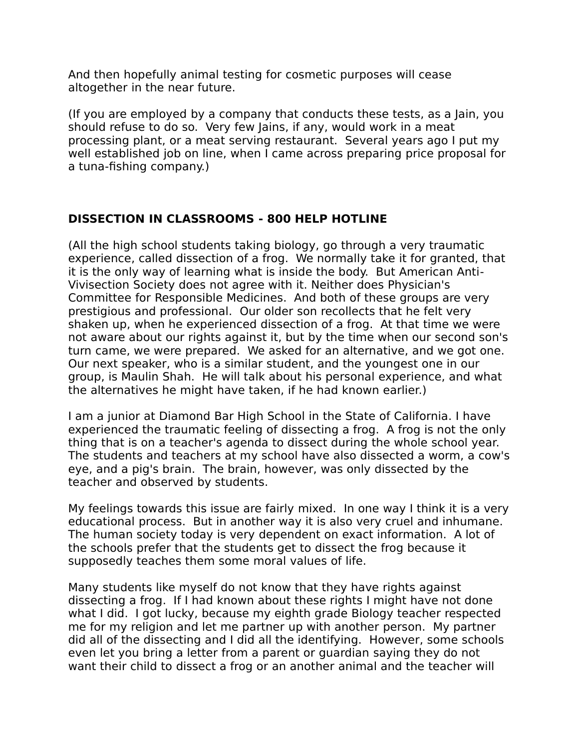And then hopefully animal testing for cosmetic purposes will cease altogether in the near future.

(If you are employed by a company that conducts these tests, as a Jain, you should refuse to do so. Very few Jains, if any, would work in a meat processing plant, or a meat serving restaurant. Several years ago I put my well established job on line, when I came across preparing price proposal for a tuna-fishing company.)

**DISSECTION IN CLASSROOMS - 800 HELP HOTLINE**

(All the high school students taking biology, go through a very traumatic experience, called dissection of a frog. We normally take it for granted, that it is the only way of learning what is inside the body. But American Anti-Vivisection Society does not agree with it. Neither does Physician's Committee for Responsible Medicines. And both of these groups are very prestigious and professional. Our older son recollects that he felt very shaken up, when he experienced dissection of a frog. At that time we were not aware about our rights against it, but by the time when our second son's turn came, we were prepared. We asked for an alternative, and we got one. Our next speaker, who is a similar student, and the youngest one in our group, is Maulin Shah. He will talk about his personal experience, and what the alternatives he might have taken, if he had known earlier.)

I am a junior at Diamond Bar High School in the State of California. I have experienced the traumatic feeling of dissecting a frog. A frog is not the only thing that is on a teacher's agenda to dissect during the whole school year. The students and teachers at my school have also dissected a worm, a cow's eye, and a pig's brain. The brain, however, was only dissected by the teacher and observed by students.

My feelings towards this issue are fairly mixed. In one way I think it is a very educational process. But in another way it is also very cruel and inhumane. The human society today is very dependent on exact information. A lot of the schools prefer that the students get to dissect the frog because it supposedly teaches them some moral values of life.

Many students like myself do not know that they have rights against dissecting a frog. If I had known about these rights I might have not done what I did. I got lucky, because my eighth grade Biology teacher respected me for my religion and let me partner up with another person. My partner did all of the dissecting and I did all the identifying. However, some schools even let you bring a letter from a parent or guardian saying they do not want their child to dissect a frog or an another animal and the teacher will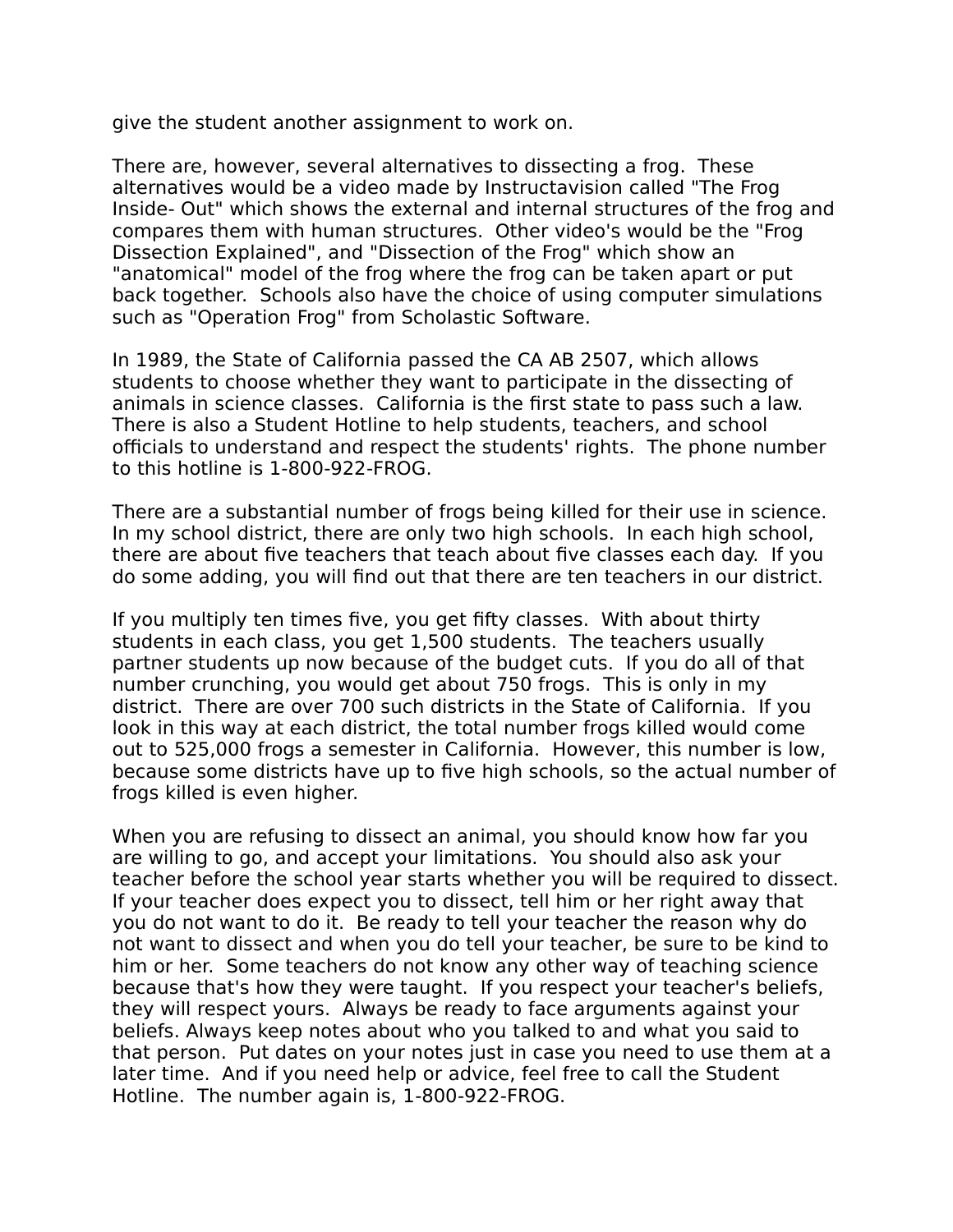give the student another assignment to work on.

There are, however, several alternatives to dissecting a frog. These alternatives would be a video made by Instructavision called "The Frog Inside- Out" which shows the external and internal structures of the frog and compares them with human structures. Other video's would be the "Frog Dissection Explained", and "Dissection of the Frog" which show an "anatomical" model of the frog where the frog can be taken apart or put back together. Schools also have the choice of using computer simulations such as "Operation Frog" from Scholastic Software.

In 1989, the State of California passed the CA AB 2507, which allows students to choose whether they want to participate in the dissecting of animals in science classes. California is the first state to pass such a law. There is also a Student Hotline to help students, teachers, and school officials to understand and respect the students' rights. The phone number to this hotline is 1-800-922-FROG.

There are a substantial number of frogs being killed for their use in science. In my school district, there are only two high schools. In each high school, there are about five teachers that teach about five classes each day. If you do some adding, you will find out that there are ten teachers in our district.

If you multiply ten times five, you get fifty classes. With about thirty students in each class, you get 1,500 students. The teachers usually partner students up now because of the budget cuts. If you do all of that number crunching, you would get about 750 frogs. This is only in my district. There are over 700 such districts in the State of California. If you look in this way at each district, the total number frogs killed would come out to 525,000 frogs a semester in California. However, this number is low, because some districts have up to five high schools, so the actual number of frogs killed is even higher.

When you are refusing to dissect an animal, you should know how far you are willing to go, and accept your limitations. You should also ask your teacher before the school year starts whether you will be required to dissect. If your teacher does expect you to dissect, tell him or her right away that you do not want to do it. Be ready to tell your teacher the reason why do not want to dissect and when you do tell your teacher, be sure to be kind to him or her. Some teachers do not know any other way of teaching science because that's how they were taught. If you respect your teacher's beliefs, they will respect yours. Always be ready to face arguments against your beliefs. Always keep notes about who you talked to and what you said to that person. Put dates on your notes just in case you need to use them at a later time. And if you need help or advice, feel free to call the Student Hotline. The number again is, 1-800-922-FROG.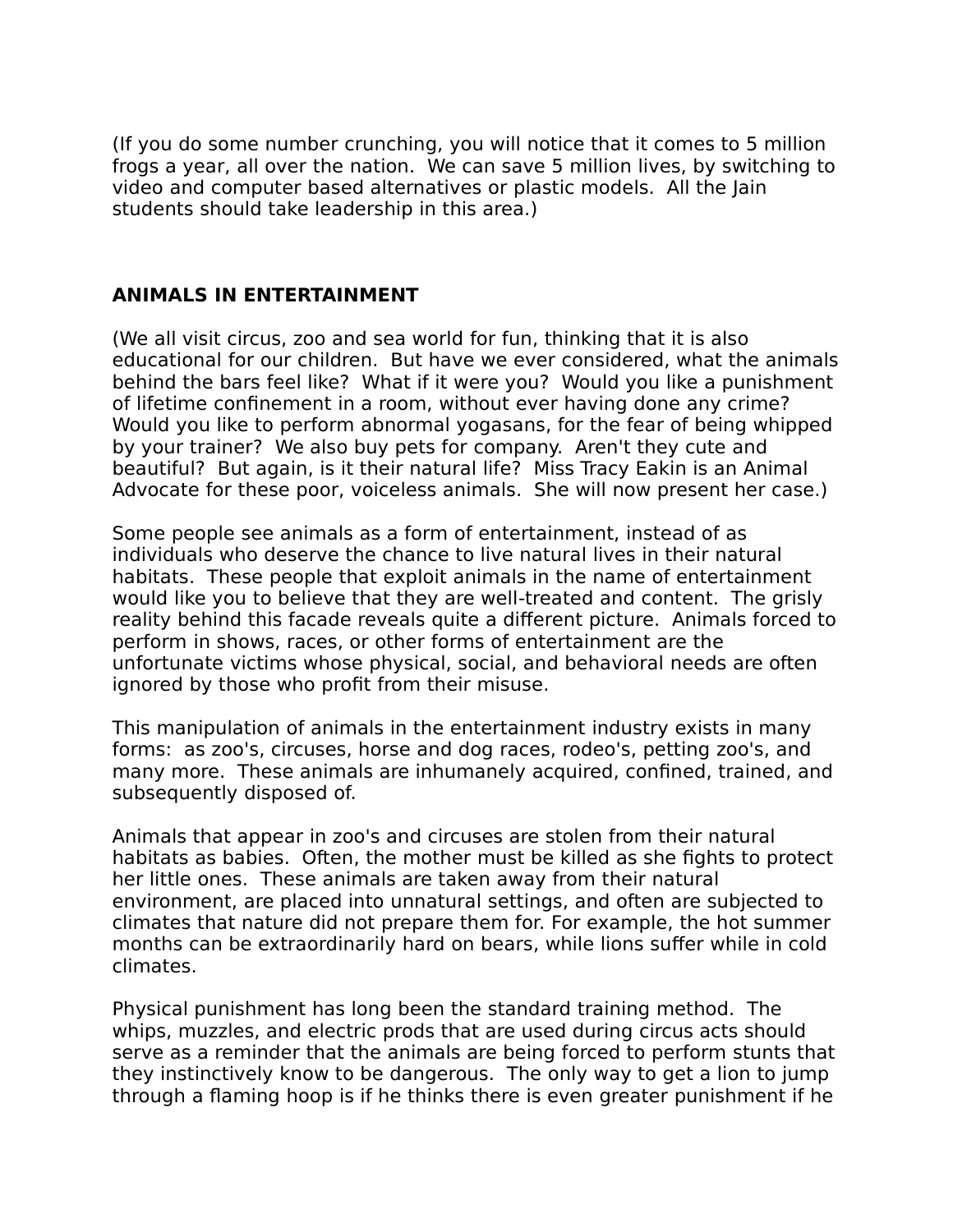(If you do some number crunching, you will notice that it comes to 5 million frogs a year, all over the nation. We can save 5 million lives, by switching to video and computer based alternatives or plastic models. All the Jain students should take leadership in this area.)

**ANIMALS IN ENTERTAINMENT**

(We all visit circus, zoo and sea world for fun, thinking that it is also educational for our children. But have we ever considered, what the animals behind the bars feel like? What if it were you? Would you like a punishment of lifetime confinement in a room, without ever having done any crime? Would you like to perform abnormal yogasans, for the fear of being whipped by your trainer? We also buy pets for company. Aren't they cute and beautiful? But again, is it their natural life? Miss Tracy Eakin is an Animal Advocate for these poor, voiceless animals. She will now present her case.)

Some people see animals as a form of entertainment, instead of as individuals who deserve the chance to live natural lives in their natural habitats. These people that exploit animals in the name of entertainment would like you to believe that they are well-treated and content. The grisly reality behind this facade reveals quite a different picture. Animals forced to perform in shows, races, or other forms of entertainment are the unfortunate victims whose physical, social, and behavioral needs are often ignored by those who profit from their misuse.

This manipulation of animals in the entertainment industry exists in many forms: as zoo's, circuses, horse and dog races, rodeo's, petting zoo's, and many more. These animals are inhumanely acquired, confined, trained, and subsequently disposed of.

Animals that appear in zoo's and circuses are stolen from their natural habitats as babies. Often, the mother must be killed as she fights to protect her little ones. These animals are taken away from their natural environment, are placed into unnatural settings, and often are subjected to climates that nature did not prepare them for. For example, the hot summer months can be extraordinarily hard on bears, while lions suffer while in cold climates.

Physical punishment has long been the standard training method. The whips, muzzles, and electric prods that are used during circus acts should serve as a reminder that the animals are being forced to perform stunts that they instinctively know to be dangerous. The only way to get a lion to jump through a flaming hoop is if he thinks there is even greater punishment if he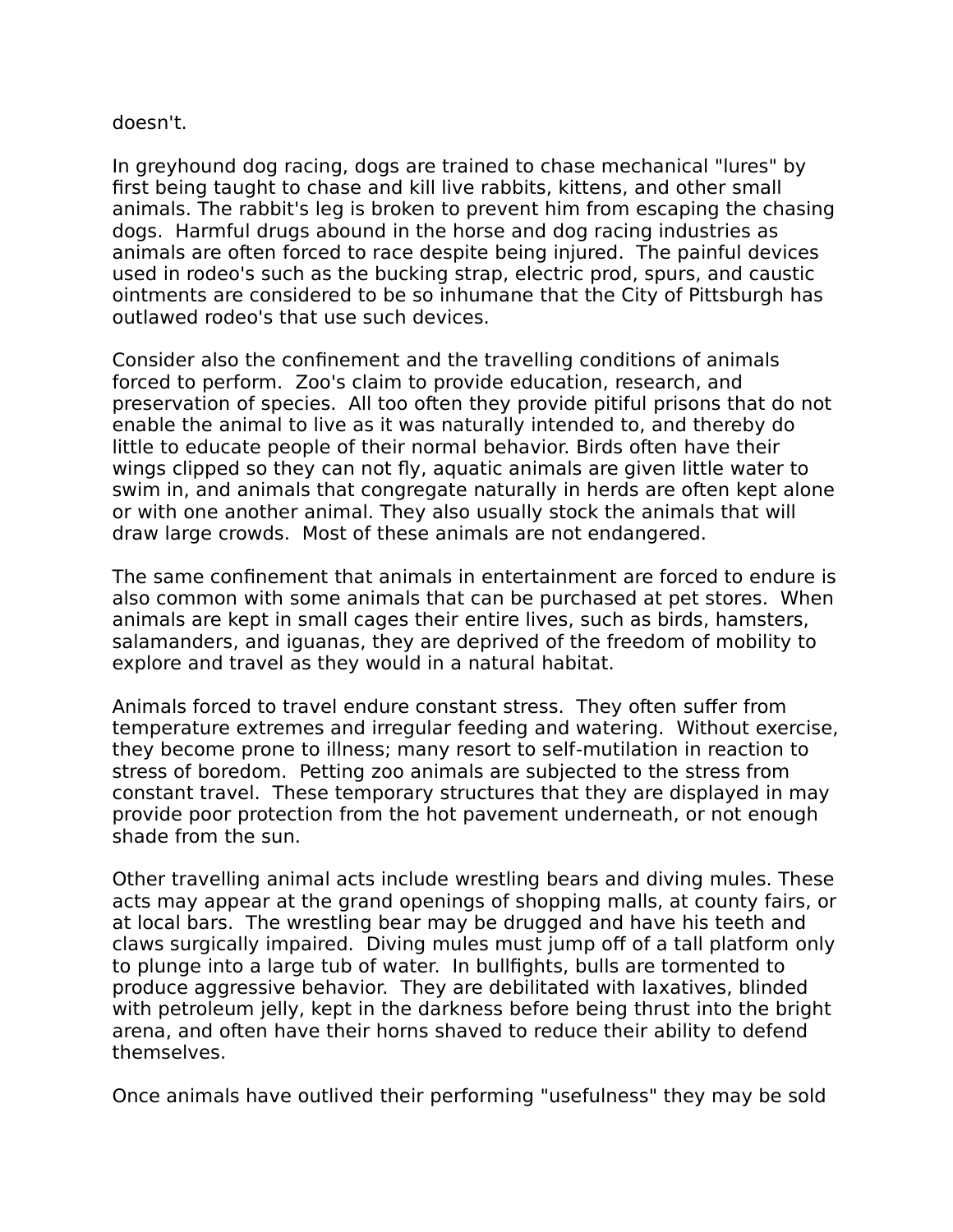doesn't.

In greyhound dog racing, dogs are trained to chase mechanical "lures" by first being taught to chase and kill live rabbits, kittens, and other small animals. The rabbit's leg is broken to prevent him from escaping the chasing dogs. Harmful drugs abound in the horse and dog racing industries as animals are often forced to race despite being injured. The painful devices used in rodeo's such as the bucking strap, electric prod, spurs, and caustic ointments are considered to be so inhumane that the City of Pittsburgh has outlawed rodeo's that use such devices.

Consider also the confinement and the travelling conditions of animals forced to perform. Zoo's claim to provide education, research, and preservation of species. All too often they provide pitiful prisons that do not enable the animal to live as it was naturally intended to, and thereby do little to educate people of their normal behavior. Birds often have their wings clipped so they can not fly, aquatic animals are given little water to swim in, and animals that congregate naturally in herds are often kept alone or with one another animal. They also usually stock the animals that will draw large crowds. Most of these animals are not endangered.

The same confinement that animals in entertainment are forced to endure is also common with some animals that can be purchased at pet stores. When animals are kept in small cages their entire lives, such as birds, hamsters, salamanders, and iguanas, they are deprived of the freedom of mobility to explore and travel as they would in a natural habitat.

Animals forced to travel endure constant stress. They often suffer from temperature extremes and irregular feeding and watering. Without exercise, they become prone to illness; many resort to self-mutilation in reaction to stress of boredom. Petting zoo animals are subjected to the stress from constant travel. These temporary structures that they are displayed in may provide poor protection from the hot pavement underneath, or not enough shade from the sun.

Other travelling animal acts include wrestling bears and diving mules. These acts may appear at the grand openings of shopping malls, at county fairs, or at local bars. The wrestling bear may be drugged and have his teeth and claws surgically impaired. Diving mules must jump off of a tall platform only to plunge into a large tub of water. In bullfights, bulls are tormented to produce aggressive behavior. They are debilitated with laxatives, blinded with petroleum jelly, kept in the darkness before being thrust into the bright arena, and often have their horns shaved to reduce their ability to defend themselves.

Once animals have outlived their performing "usefulness" they may be sold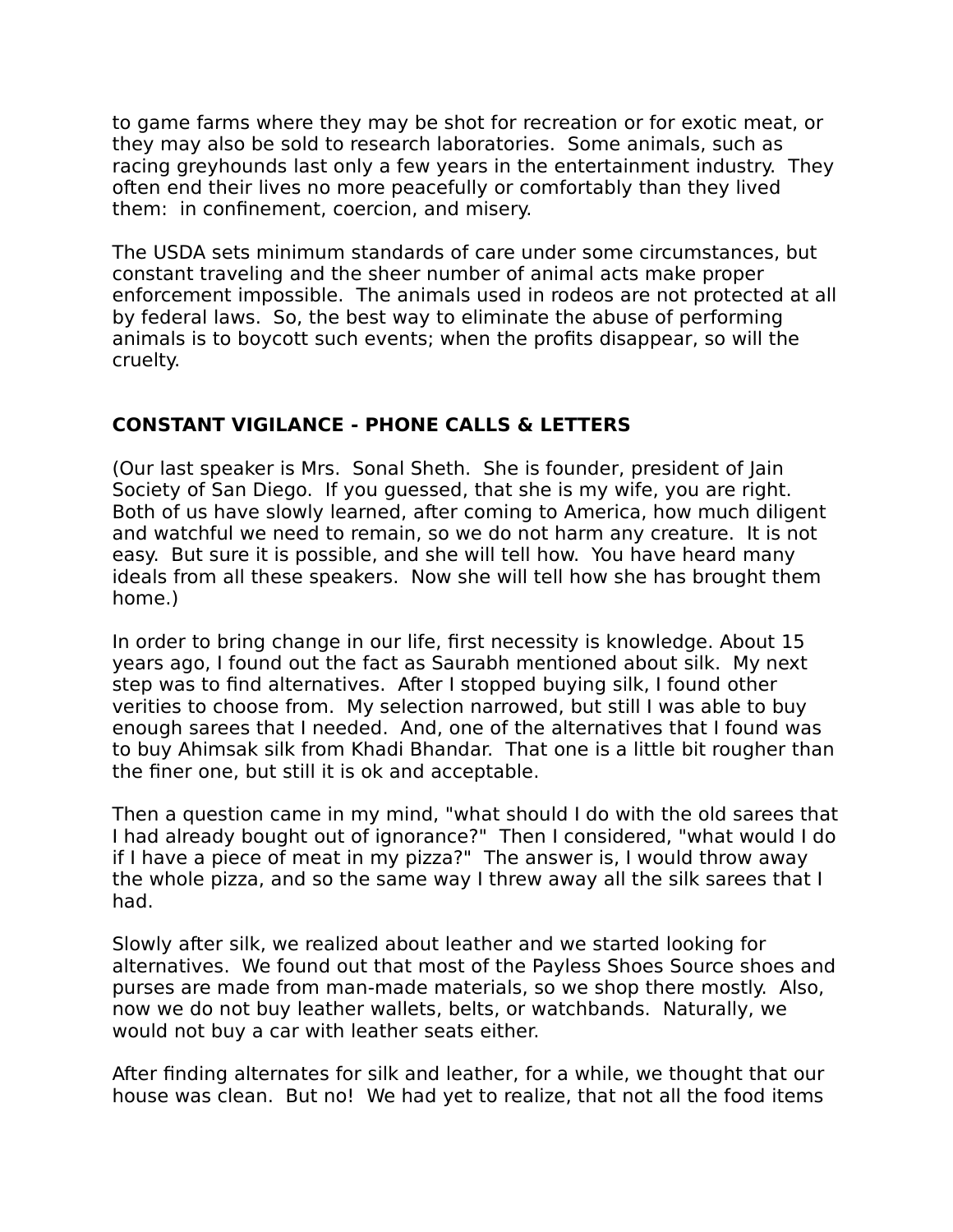to game farms where they may be shot for recreation or for exotic meat, or they may also be sold to research laboratories. Some animals, such as racing greyhounds last only a few years in the entertainment industry. They often end their lives no more peacefully or comfortably than they lived them: in confinement, coercion, and misery.

The USDA sets minimum standards of care under some circumstances, but constant traveling and the sheer number of animal acts make proper enforcement impossible. The animals used in rodeos are not protected at all by federal laws. So, the best way to eliminate the abuse of performing animals is to boycott such events; when the profits disappear, so will the cruelty.

## CONSTANT VIGILANCE - PHONE CALLS & LETTERS

(Our last speaker is Mrs. Sonal Sheth. She is founder, president of Jain Society of San Diego. If you guessed, that she is my wife, you are right. Both of us have slowly learned, after coming to America, how much diligent and watchful we need to remain, so we do not harm any creature. It is not easy. But sure it is possible, and she will tell how. You have heard many ideals from all these speakers. Now she will tell how she has brought them home.)

In order to bring change in our life, first necessity is knowledge. About 15 years ago, I found out the fact as Saurabh mentioned about silk. My next step was to find alternatives. After I stopped buying silk, I found other verities to choose from. My selection narrowed, but still I was able to buy enough sarees that I needed. And, one of the alternatives that I found was to buy Ahimsak silk from Khadi Bhandar. That one is a little bit rougher than the finer one, but still it is ok and acceptable.

Then a question came in my mind, "what should I do with the old sarees that I had already bought out of ignorance?" Then I considered, "what would I do if I have a piece of meat in my pizza?" The answer is, I would throw away the whole pizza, and so the same way I threw away all the silk sarees that I had.

Slowly after silk, we realized about leather and we started looking for alternatives. We found out that most of the Payless Shoes Source shoes and purses are made from man-made materials, so we shop there mostly. Also, now we do not buy leather wallets, belts, or watchbands. Naturally, we would not buy a car with leather seats either.

After finding alternates for silk and leather, for a while, we thought that our house was clean. But no! We had yet to realize, that not all the food items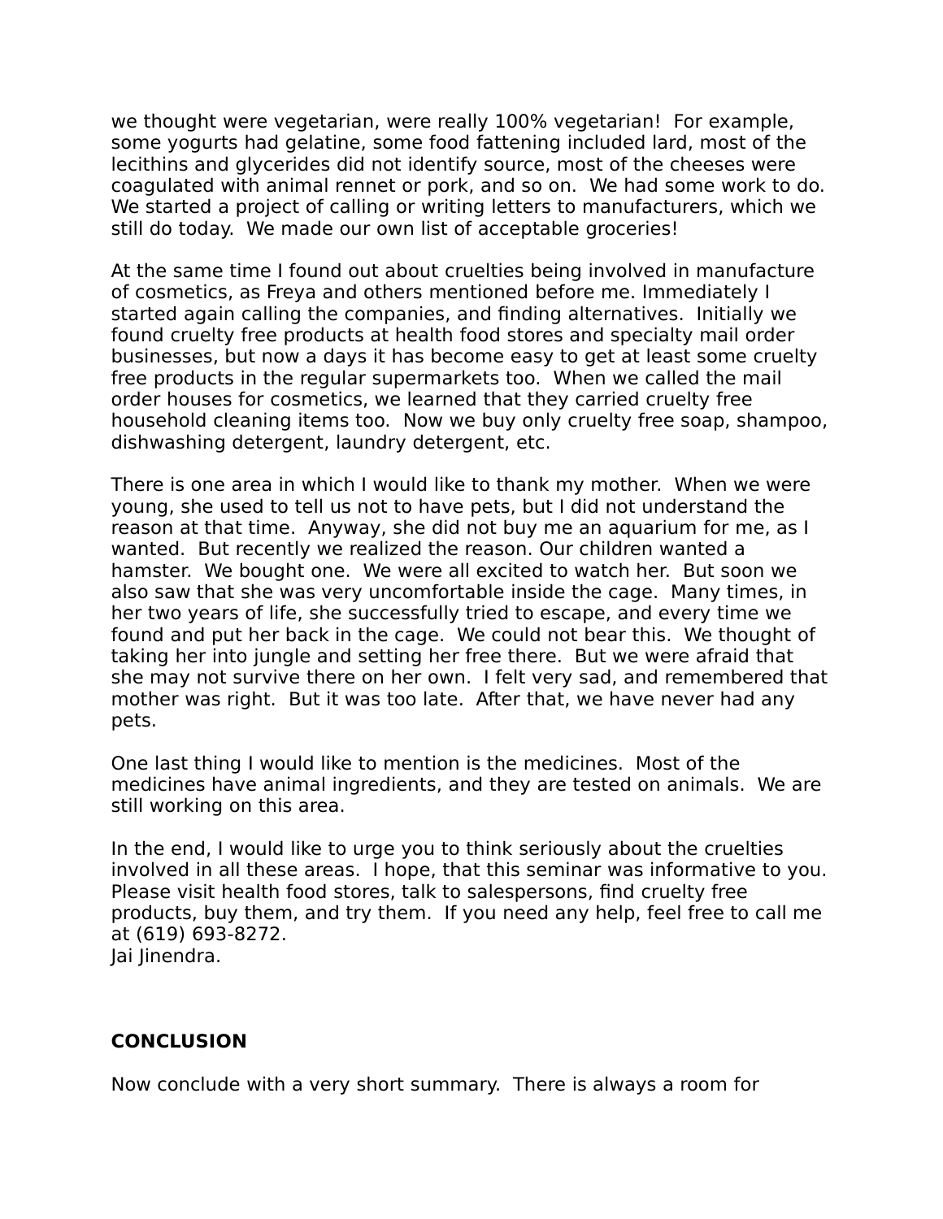we thought were vegetarian, were really 100% vegetarian! For example, some yogurts had gelatine, some food fattening included lard, most of the lecithins and glycerides did not identify source, most of the cheeses were coagulated with animal rennet or pork, and so on. We had some work to do. We started a project of calling or writing letters to manufacturers, which we still do today. We made our own list of acceptable groceries!

At the same time I found out about cruelties being involved in manufacture of cosmetics, as Freya and others mentioned before me. Immediately I started again calling the companies, and finding alternatives. Initially we found cruelty free products at health food stores and specialty mail order businesses, but now a days it has become easy to get at least some cruelty free products in the regular supermarkets too. When we called the mail order houses for cosmetics, we learned that they carried cruelty free household cleaning items too. Now we buy only cruelty free soap, shampoo, dishwashing detergent, laundry detergent, etc.

There is one area in which I would like to thank my mother. When we were young, she used to tell us not to have pets, but I did not understand the reason at that time. Anyway, she did not buy me an aquarium for me, as I wanted. But recently we realized the reason. Our children wanted a hamster. We bought one. We were all excited to watch her. But soon we also saw that she was very uncomfortable inside the cage. Many times, in her two years of life, she successfully tried to escape, and every time we found and put her back in the cage. We could not bear this. We thought of taking her into jungle and setting her free there. But we were afraid that she may not survive there on her own. I felt very sad, and remembered that mother was right. But it was too late. After that, we have never had any pets.

One last thing I would like to mention is the medicines. Most of the medicines have animal ingredients, and they are tested on animals. We are still working on this area.

In the end, I would like to urge you to think seriously about the cruelties involved in all these areas. I hope, that this seminar was informative to you. Please visit health food stores, talk to salespersons, find cruelty free products, buy them, and try them. If you need any help, feel free to call me at (619) 693-8272.
Jai Jinendra.

**CONCLUSION**

Now conclude with a very short summary. There is always a room for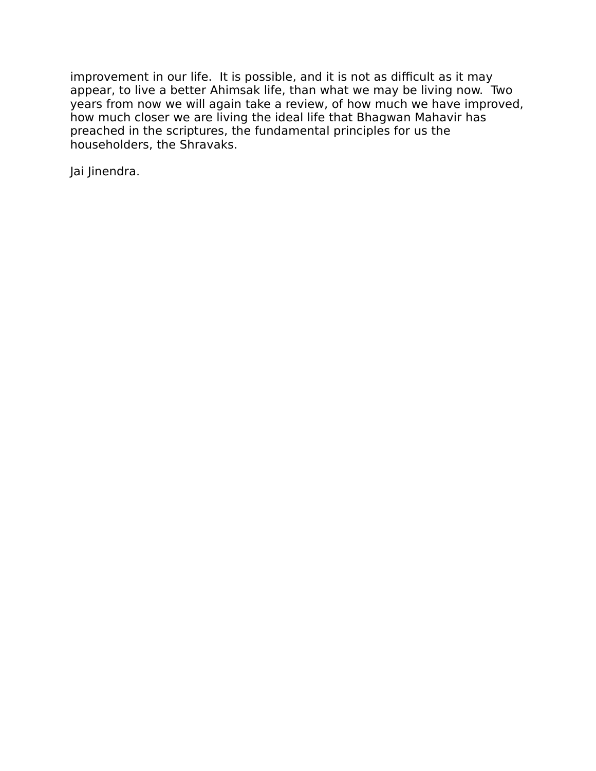improvement in our life. It is possible, and it is not as difficult as it may appear, to live a better Ahimsak life, than what we may be living now. Two years from now we will again take a review, of how much we have improved, how much closer we are living the ideal life that Bhagwan Mahavir has preached in the scriptures, the fundamental principles for us the householders, the Shravaks.

Jai Jinendra.